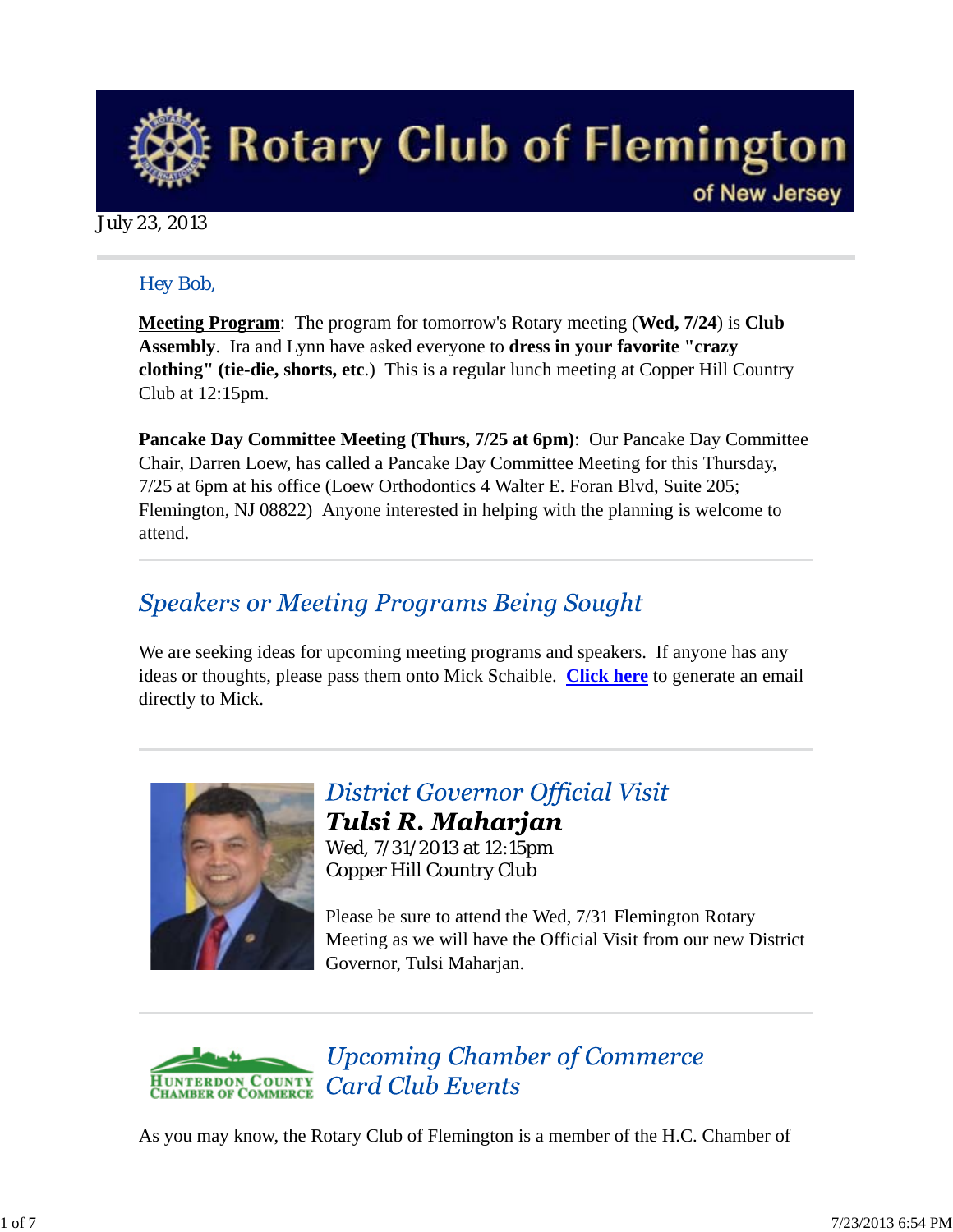# Rotary Club of Flemington of New Jersey

July 23, 2013

Hey Bob,

**Meeting Program**: The program for tomorrow's Rotary meeting (**Wed, 7/24**) is **Club Assembly**. Ira and Lynn have asked everyone to **dress in your favorite "crazy clothing" (tie-die, shorts, etc**.) This is a regular lunch meeting at Copper Hill Country Club at 12:15pm.

**Pancake Day Committee Meeting (Thurs, 7/25 at 6pm)**: Our Pancake Day Committee Chair, Darren Loew, has called a Pancake Day Committee Meeting for this Thursday, 7/25 at 6pm at his office (Loew Orthodontics 4 Walter E. Foran Blvd, Suite 205; Flemington, NJ 08822) Anyone interested in helping with the planning is welcome to attend.

## *Speakers or Meeting Programs Being Sought*

We are seeking ideas for upcoming meeting programs and speakers. If anyone has any ideas or thoughts, please pass them onto Mick Schaible. **Click here** to generate an email directly to Mick.

## *District Governor Official Visit*

### ***Tulsi R. Maharjan***

Wed, 7/31/2013 at 12:15pm
Copper Hill Country Club

Please be sure to attend the Wed, 7/31 Flemington Rotary Meeting as we will have the Official Visit from our new District Governor, Tulsi Maharjan.

## *Upcoming Chamber of Commerce Card Club Events*

Hunterdon County Chamber of Commerce

As you may know, the Rotary Club of Flemington is a member of the H.C. Chamber of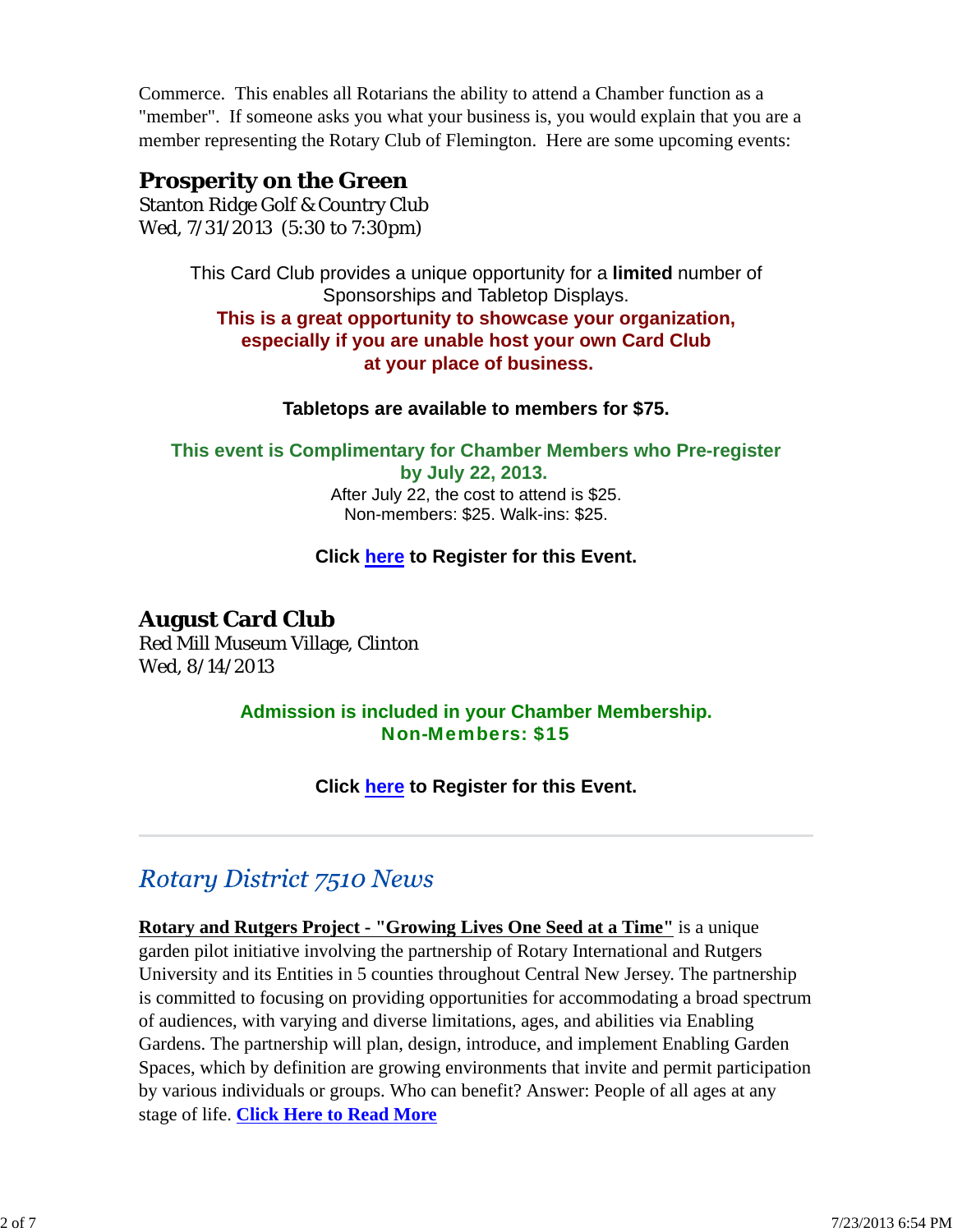Commerce. This enables all Rotarians the ability to attend a Chamber function as a "member". If someone asks you what your business is, you would explain that you are a member representing the Rotary Club of Flemington. Here are some upcoming events:

## Prosperity on the Green

Stanton Ridge Golf & Country Club
Wed, 7/31/2013 (5:30 to 7:30pm)

This Card Club provides a unique opportunity for a **limited** number of Sponsorships and Tabletop Displays.

**This is a great opportunity to showcase your organization, especially if you are unable host your own Card Club at your place of business.**

**Tabletops are available to members for $75.**

**This event is Complimentary for Chamber Members who Pre-register by July 22, 2013.**

After July 22, the cost to attend is $25.
Non-members: $25. Walk-ins: $25.

**Click here to Register for this Event.**

## August Card Club

Red Mill Museum Village, Clinton
Wed, 8/14/2013

**Admission is included in your Chamber Membership.**
**Non-Members: $15**

**Click here to Register for this Event.**

---

## *Rotary District 7510 News*

**Rotary and Rutgers Project - "Growing Lives One Seed at a Time"** is a unique garden pilot initiative involving the partnership of Rotary International and Rutgers University and its Entities in 5 counties throughout Central New Jersey. The partnership is committed to focusing on providing opportunities for accommodating a broad spectrum of audiences, with varying and diverse limitations, ages, and abilities via Enabling Gardens. The partnership will plan, design, introduce, and implement Enabling Garden Spaces, which by definition are growing environments that invite and permit participation by various individuals or groups. Who can benefit? Answer: People of all ages at any stage of life. **Click Here to Read More**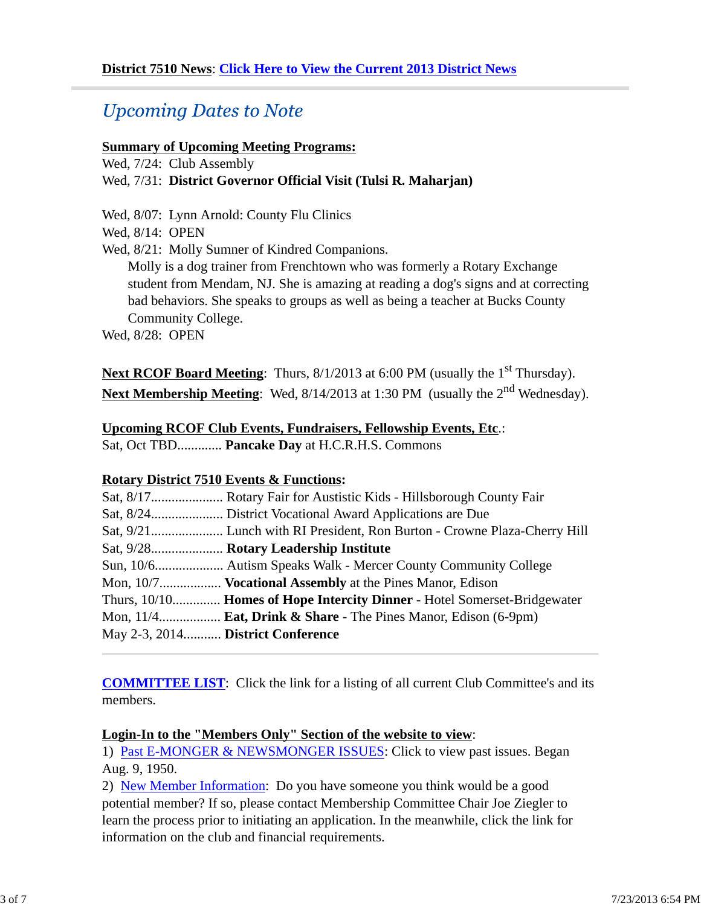**District 7510 News**: **Click Here to View the Current 2013 District News**

---

## *Upcoming Dates to Note*

**Summary of Upcoming Meeting Programs:**

Wed, 7/24: Club Assembly
Wed, 7/31: **District Governor Official Visit (Tulsi R. Maharjan)**

Wed, 8/07: Lynn Arnold: County Flu Clinics
Wed, 8/14: OPEN
Wed, 8/21: Molly Sumner of Kindred Companions.

> Molly is a dog trainer from Frenchtown who was formerly a Rotary Exchange student from Mendam, NJ. She is amazing at reading a dog's signs and at correcting bad behaviors. She speaks to groups as well as being a teacher at Bucks County Community College.

Wed, 8/28: OPEN

**Next RCOF Board Meeting**: Thurs, 8/1/2013 at 6:00 PM (usually the 1st Thursday).
**Next Membership Meeting**: Wed, 8/14/2013 at 1:30 PM (usually the 2nd Wednesday).

**Upcoming RCOF Club Events, Fundraisers, Fellowship Events, Etc.**:
Sat, Oct TBD............. **Pancake Day** at H.C.R.H.S. Commons

**Rotary District 7510 Events & Functions:**
Sat, 8/17..................... Rotary Fair for Austistic Kids - Hillsborough County Fair
Sat, 8/24..................... District Vocational Award Applications are Due
Sat, 9/21..................... Lunch with RI President, Ron Burton - Crowne Plaza-Cherry Hill
Sat, 9/28..................... **Rotary Leadership Institute**
Sun, 10/6.................... Autism Speaks Walk - Mercer County Community College
Mon, 10/7.................. **Vocational Assembly** at the Pines Manor, Edison
Thurs, 10/10.............. **Homes of Hope Intercity Dinner** - Hotel Somerset-Bridgewater
Mon, 11/4.................. **Eat, Drink & Share** - The Pines Manor, Edison (6-9pm)
May 2-3, 2014........... **District Conference**

---

**COMMITTEE LIST**: Click the link for a listing of all current Club Committee's and its members.

**Login-In to the "Members Only" Section of the website to view**:
1) Past E-MONGER & NEWSMONGER ISSUES: Click to view past issues. Began Aug. 9, 1950.
2) New Member Information: Do you have someone you think would be a good potential member? If so, please contact Membership Committee Chair Joe Ziegler to learn the process prior to initiating an application. In the meanwhile, click the link for information on the club and financial requirements.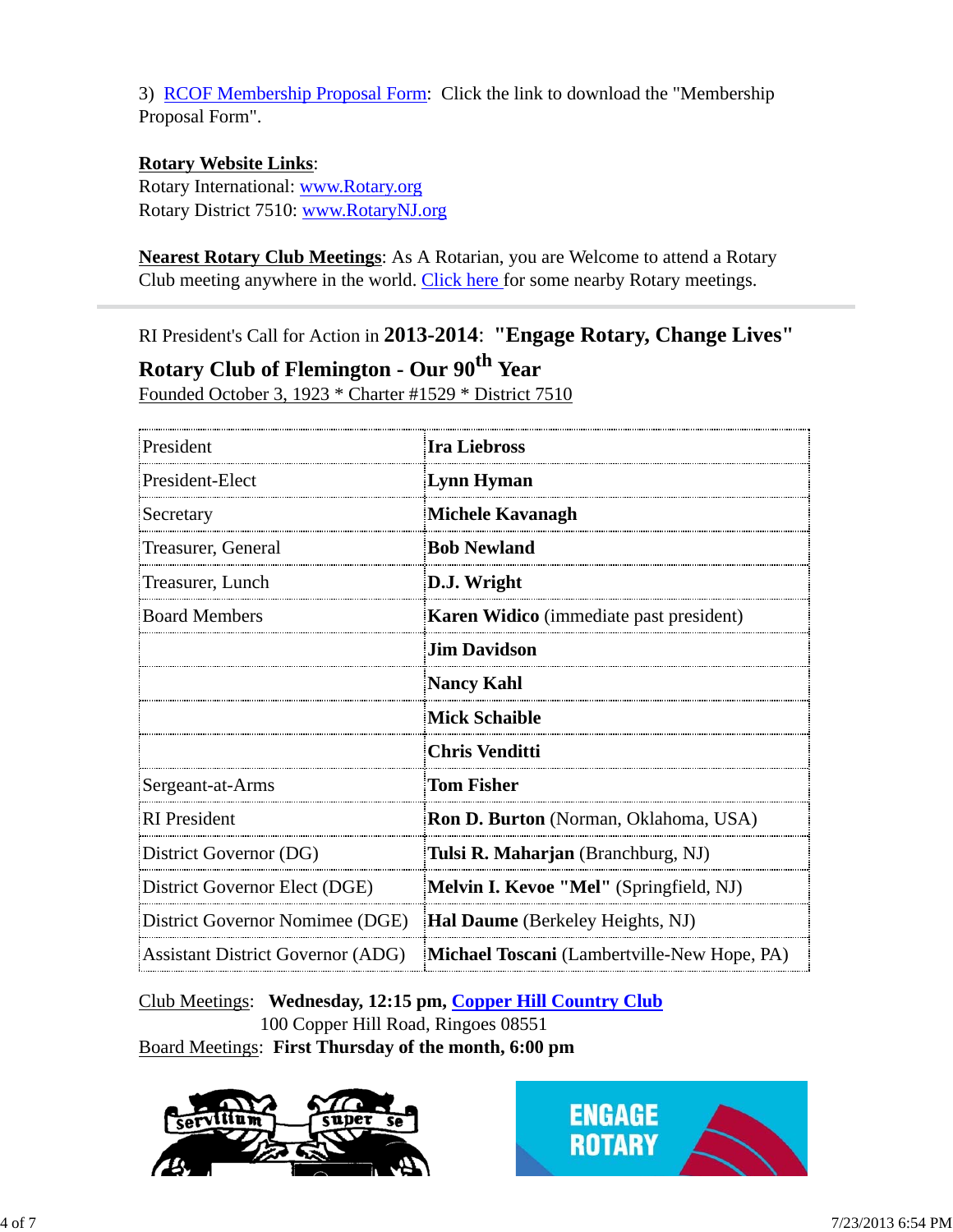3) RCOF Membership Proposal Form: Click the link to download the "Membership Proposal Form".

**Rotary Website Links**:
Rotary International: www.Rotary.org
Rotary District 7510: www.RotaryNJ.org

**Nearest Rotary Club Meetings**: As A Rotarian, you are Welcome to attend a Rotary Club meeting anywhere in the world. Click here for some nearby Rotary meetings.

---

RI President's Call for Action in **2013-2014**: **"Engage Rotary, Change Lives"**

**Rotary Club of Flemington - Our 90th Year**
Founded October 3, 1923 * Charter #1529 * District 7510

| | |
|---|---|
| President | **Ira Liebross** |
| President-Elect | **Lynn Hyman** |
| Secretary | **Michele Kavanagh** |
| Treasurer, General | **Bob Newland** |
| Treasurer, Lunch | **D.J. Wright** |
| Board Members | **Karen Widico** (immediate past president) |
| | **Jim Davidson** |
| | **Nancy Kahl** |
| | **Mick Schaible** |
| | **Chris Venditti** |
| Sergeant-at-Arms | **Tom Fisher** |
| RI President | **Ron D. Burton** (Norman, Oklahoma, USA) |
| District Governor (DG) | **Tulsi R. Maharjan** (Branchburg, NJ) |
| District Governor Elect (DGE) | **Melvin I. Kevoe "Mel"** (Springfield, NJ) |
| District Governor Nomimee (DGE) | **Hal Daume** (Berkeley Heights, NJ) |
| Assistant District Governor (ADG) | **Michael Toscani** (Lambertville-New Hope, PA) |

Club Meetings: **Wednesday, 12:15 pm, Copper Hill Country Club**
100 Copper Hill Road, Ringoes 08551
Board Meetings: **First Thursday of the month, 6:00 pm**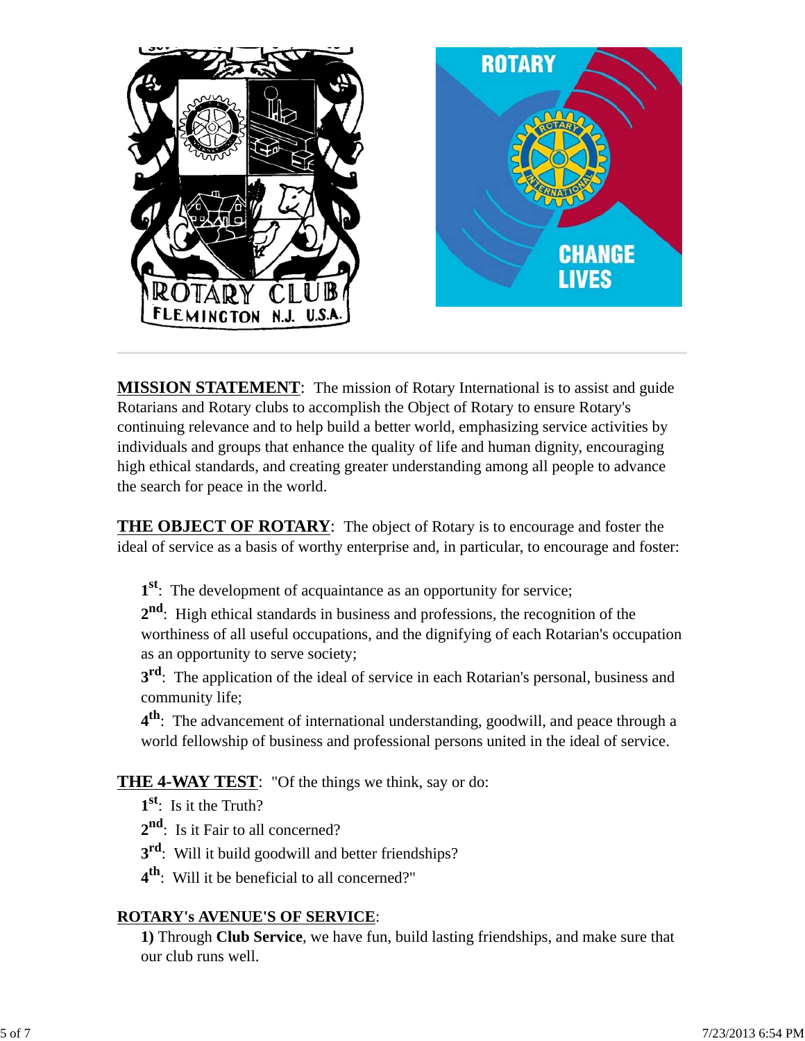**MISSION STATEMENT**: The mission of Rotary International is to assist and guide Rotarians and Rotary clubs to accomplish the Object of Rotary to ensure Rotary's continuing relevance and to help build a better world, emphasizing service activities by individuals and groups that enhance the quality of life and human dignity, encouraging high ethical standards, and creating greater understanding among all people to advance the search for peace in the world.

**THE OBJECT OF ROTARY**: The object of Rotary is to encourage and foster the ideal of service as a basis of worthy enterprise and, in particular, to encourage and foster:

**1st**: The development of acquaintance as an opportunity for service;
**2nd**: High ethical standards in business and professions, the recognition of the worthiness of all useful occupations, and the dignifying of each Rotarian's occupation as an opportunity to serve society;
**3rd**: The application of the ideal of service in each Rotarian's personal, business and community life;
**4th**: The advancement of international understanding, goodwill, and peace through a world fellowship of business and professional persons united in the ideal of service.

**THE 4-WAY TEST**: "Of the things we think, say or do:
**1st**: Is it the Truth?
**2nd**: Is it Fair to all concerned?
**3rd**: Will it build goodwill and better friendships?
**4th**: Will it be beneficial to all concerned?"

**ROTARY's AVENUE'S OF SERVICE**:
**1)** Through **Club Service**, we have fun, build lasting friendships, and make sure that our club runs well.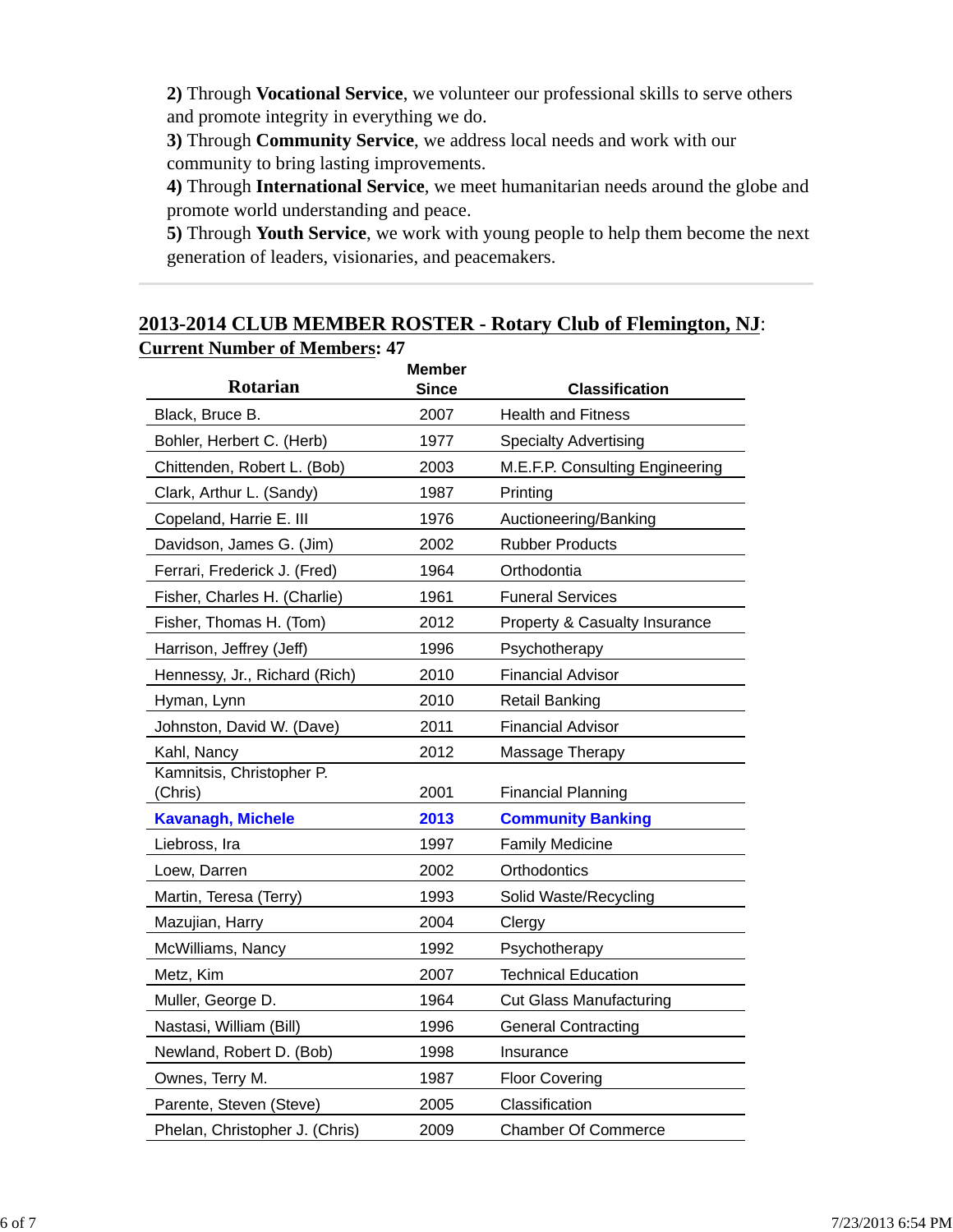**2)** Through **Vocational Service**, we volunteer our professional skills to serve others and promote integrity in everything we do.
**3)** Through **Community Service**, we address local needs and work with our community to bring lasting improvements.
**4)** Through **International Service**, we meet humanitarian needs around the globe and promote world understanding and peace.
**5)** Through **Youth Service**, we work with young people to help them become the next generation of leaders, visionaries, and peacemakers.

---

## 2013-2014 CLUB MEMBER ROSTER - Rotary Club of Flemington, NJ:
**Current Number of Members: 47**

| Rotarian | Member Since | Classification |
|---|---|---|
| Black, Bruce B. | 2007 | Health and Fitness |
| Bohler, Herbert C. (Herb) | 1977 | Specialty Advertising |
| Chittenden, Robert L. (Bob) | 2003 | M.E.F.P. Consulting Engineering |
| Clark, Arthur L. (Sandy) | 1987 | Printing |
| Copeland, Harrie E. III | 1976 | Auctioneering/Banking |
| Davidson, James G. (Jim) | 2002 | Rubber Products |
| Ferrari, Frederick J. (Fred) | 1964 | Orthodontia |
| Fisher, Charles H. (Charlie) | 1961 | Funeral Services |
| Fisher, Thomas H. (Tom) | 2012 | Property & Casualty Insurance |
| Harrison, Jeffrey (Jeff) | 1996 | Psychotherapy |
| Hennessy, Jr., Richard (Rich) | 2010 | Financial Advisor |
| Hyman, Lynn | 2010 | Retail Banking |
| Johnston, David W. (Dave) | 2011 | Financial Advisor |
| Kahl, Nancy | 2012 | Massage Therapy |
| Kamnitsis, Christopher P. (Chris) | 2001 | Financial Planning |
| **Kavanagh, Michele** | **2013** | **Community Banking** |
| Liebross, Ira | 1997 | Family Medicine |
| Loew, Darren | 2002 | Orthodontics |
| Martin, Teresa (Terry) | 1993 | Solid Waste/Recycling |
| Mazujian, Harry | 2004 | Clergy |
| McWilliams, Nancy | 1992 | Psychotherapy |
| Metz, Kim | 2007 | Technical Education |
| Muller, George D. | 1964 | Cut Glass Manufacturing |
| Nastasi, William (Bill) | 1996 | General Contracting |
| Newland, Robert D. (Bob) | 1998 | Insurance |
| Ownes, Terry M. | 1987 | Floor Covering |
| Parente, Steven (Steve) | 2005 | Classification |
| Phelan, Christopher J. (Chris) | 2009 | Chamber Of Commerce |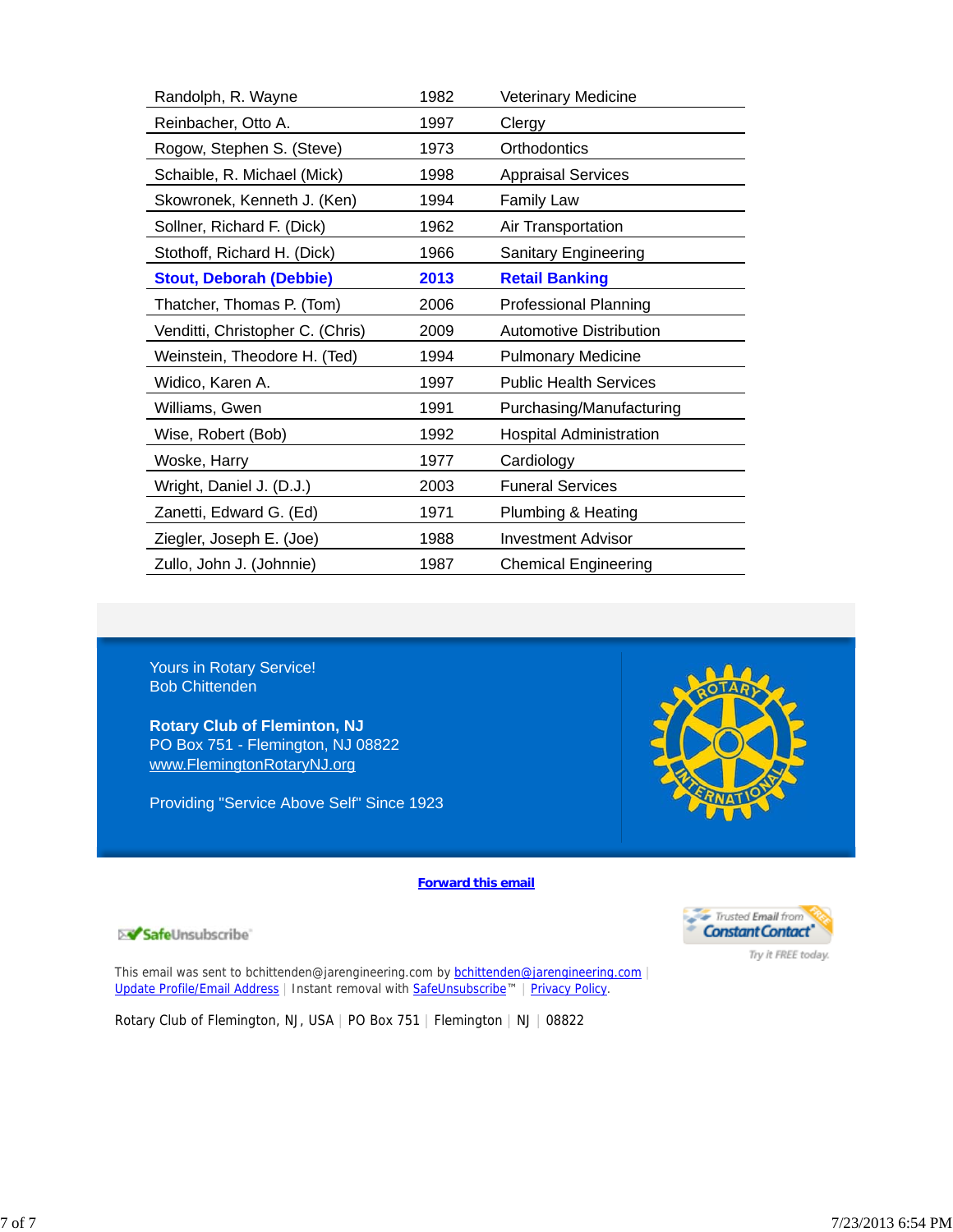| | | |
|---|---|---|
| Randolph, R. Wayne | 1982 | Veterinary Medicine |
| Reinbacher, Otto A. | 1997 | Clergy |
| Rogow, Stephen S. (Steve) | 1973 | Orthodontics |
| Schaible, R. Michael (Mick) | 1998 | Appraisal Services |
| Skowronek, Kenneth J. (Ken) | 1994 | Family Law |
| Sollner, Richard F. (Dick) | 1962 | Air Transportation |
| Stothoff, Richard H. (Dick) | 1966 | Sanitary Engineering |
| **Stout, Deborah (Debbie)** | **2013** | **Retail Banking** |
| Thatcher, Thomas P. (Tom) | 2006 | Professional Planning |
| Venditti, Christopher C. (Chris) | 2009 | Automotive Distribution |
| Weinstein, Theodore H. (Ted) | 1994 | Pulmonary Medicine |
| Widico, Karen A. | 1997 | Public Health Services |
| Williams, Gwen | 1991 | Purchasing/Manufacturing |
| Wise, Robert (Bob) | 1992 | Hospital Administration |
| Woske, Harry | 1977 | Cardiology |
| Wright, Daniel J. (D.J.) | 2003 | Funeral Services |
| Zanetti, Edward G. (Ed) | 1971 | Plumbing & Heating |
| Ziegler, Joseph E. (Joe) | 1988 | Investment Advisor |
| Zullo, John J. (Johnnie) | 1987 | Chemical Engineering |

Yours in Rotary Service!
Bob Chittenden

**Rotary Club of Fleminton, NJ**
PO Box 751 - Flemington, NJ 08822
www.FlemingtonRotaryNJ.org

Providing "Service Above Self" Since 1923

**Forward this email**

SafeUnsubscribe

Trusted Email from Constant Contact
Try it FREE today.

This email was sent to bchittenden@jarengineering.com by bchittenden@jarengineering.com | Update Profile/Email Address | Instant removal with SafeUnsubscribe™ | Privacy Policy.

Rotary Club of Flemington, NJ, USA | PO Box 751 | Flemington | NJ | 08822